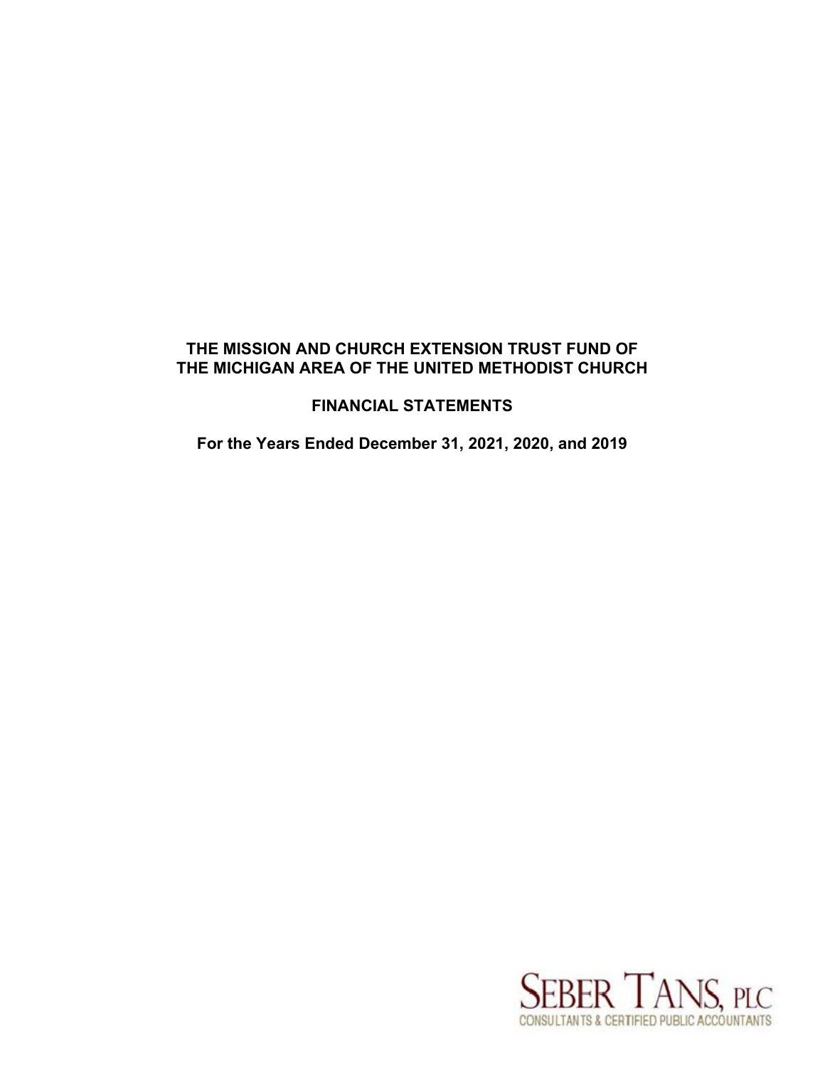# THE MISSION AND CHURCH EXTENSION TRUST FUND OF THE MICHIGAN AREA OF THE UNITED METHODIST CHURCH

## FINANCIAL STATEMENTS

**For the Years Ended December 31, 2021, 2020, and 2019**

SEBER TANS, PLC
CONSULTANTS & CERTIFIED PUBLIC ACCOUNTANTS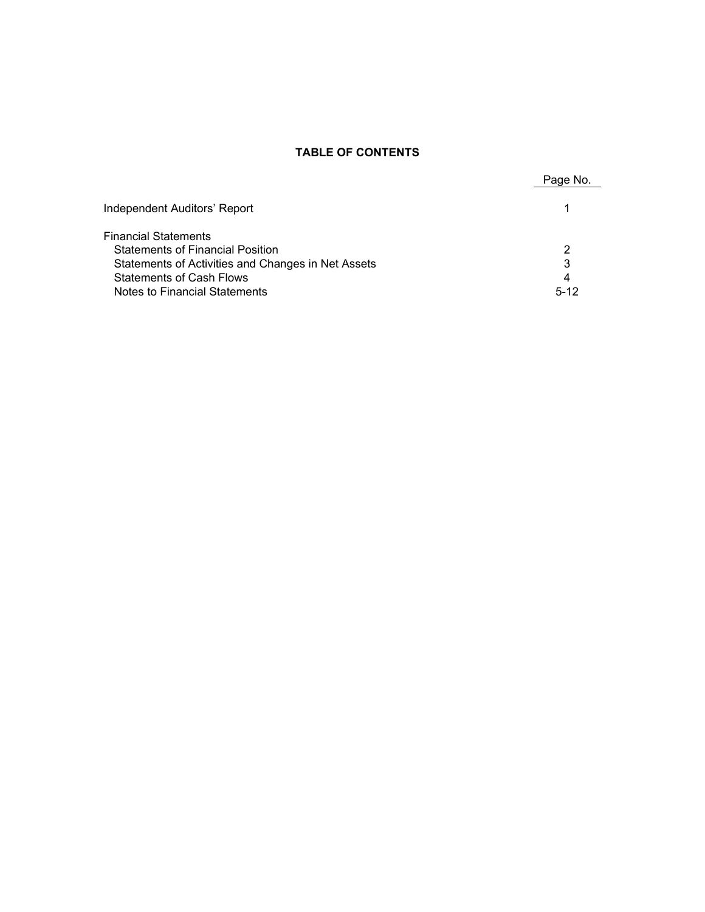# TABLE OF CONTENTS

| | Page No. |
|---|---|
| Independent Auditors' Report | 1 |
| Financial Statements | |
| Statements of Financial Position | 2 |
| Statements of Activities and Changes in Net Assets | 3 |
| Statements of Cash Flows | 4 |
| Notes to Financial Statements | 5-12 |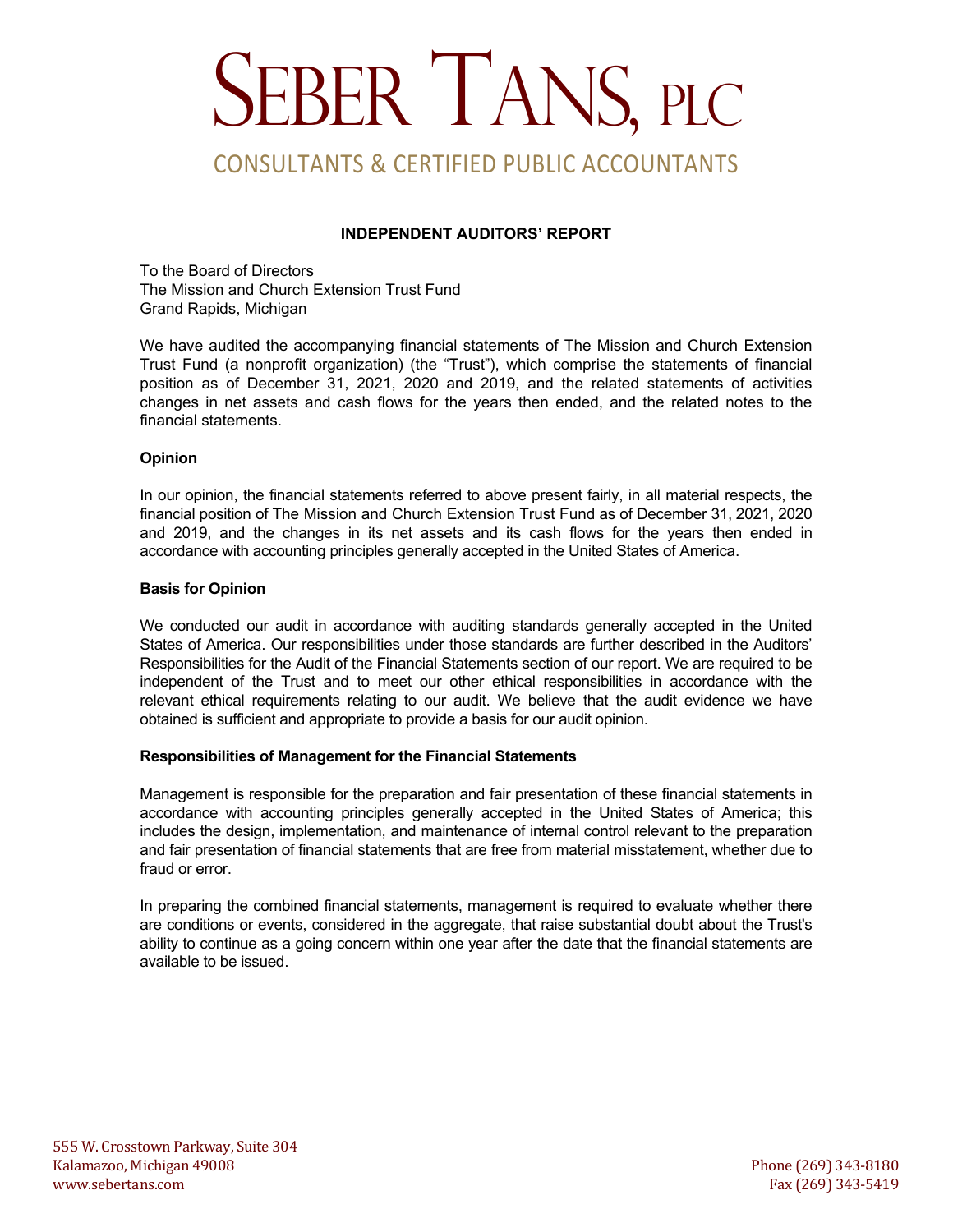# SEBER TANS, PLC

CONSULTANTS & CERTIFIED PUBLIC ACCOUNTANTS

**INDEPENDENT AUDITORS' REPORT**

To the Board of Directors
The Mission and Church Extension Trust Fund
Grand Rapids, Michigan

We have audited the accompanying financial statements of The Mission and Church Extension Trust Fund (a nonprofit organization) (the "Trust"), which comprise the statements of financial position as of December 31, 2021, 2020 and 2019, and the related statements of activities changes in net assets and cash flows for the years then ended, and the related notes to the financial statements.

**Opinion**

In our opinion, the financial statements referred to above present fairly, in all material respects, the financial position of The Mission and Church Extension Trust Fund as of December 31, 2021, 2020 and 2019, and the changes in its net assets and its cash flows for the years then ended in accordance with accounting principles generally accepted in the United States of America.

**Basis for Opinion**

We conducted our audit in accordance with auditing standards generally accepted in the United States of America. Our responsibilities under those standards are further described in the Auditors' Responsibilities for the Audit of the Financial Statements section of our report. We are required to be independent of the Trust and to meet our other ethical responsibilities in accordance with the relevant ethical requirements relating to our audit. We believe that the audit evidence we have obtained is sufficient and appropriate to provide a basis for our audit opinion.

**Responsibilities of Management for the Financial Statements**

Management is responsible for the preparation and fair presentation of these financial statements in accordance with accounting principles generally accepted in the United States of America; this includes the design, implementation, and maintenance of internal control relevant to the preparation and fair presentation of financial statements that are free from material misstatement, whether due to fraud or error.

In preparing the combined financial statements, management is required to evaluate whether there are conditions or events, considered in the aggregate, that raise substantial doubt about the Trust's ability to continue as a going concern within one year after the date that the financial statements are available to be issued.

555 W. Crosstown Parkway, Suite 304
Kalamazoo, Michigan 49008
www.sebertans.com

Phone (269) 343-8180
Fax (269) 343-5419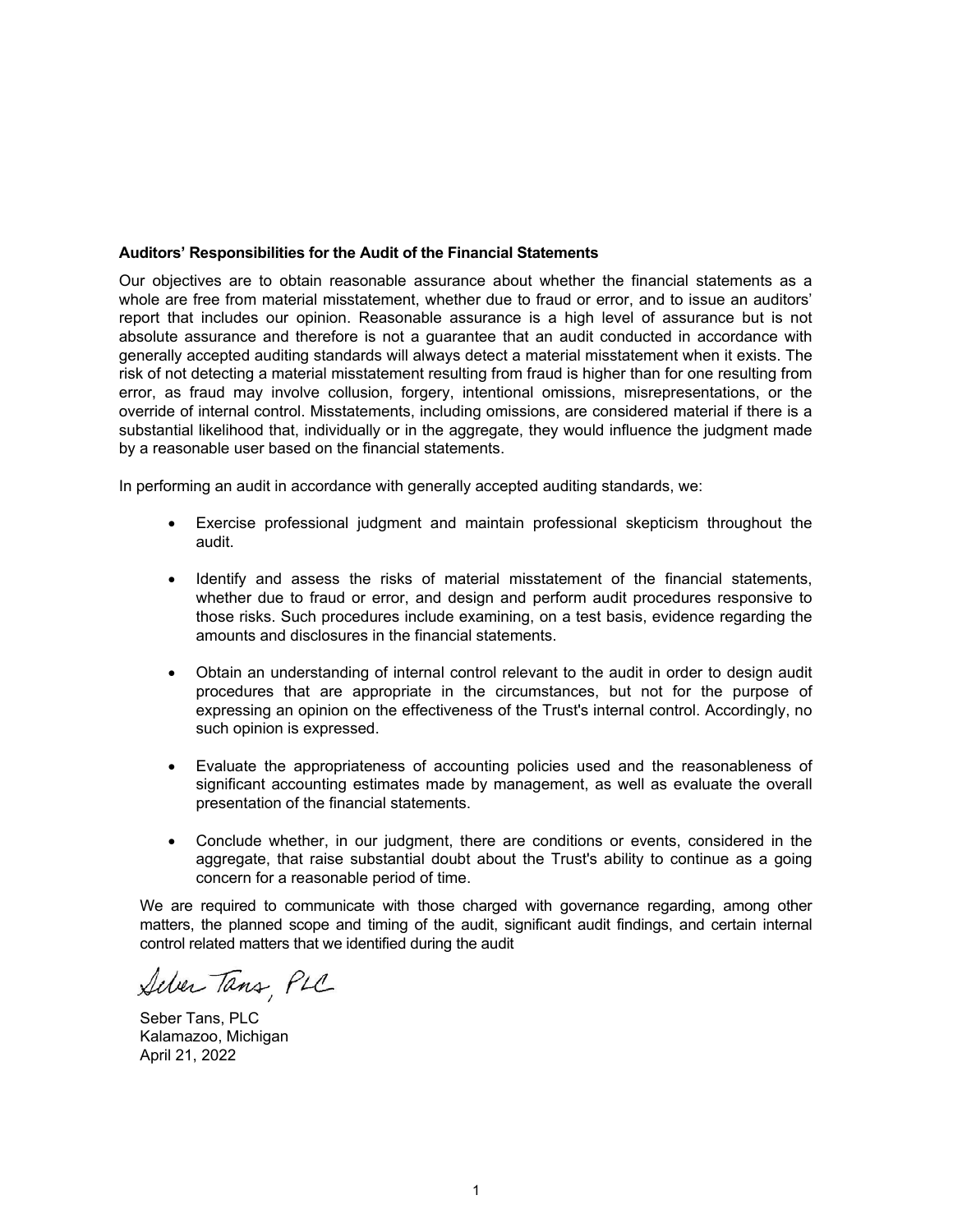**Auditors' Responsibilities for the Audit of the Financial Statements**

Our objectives are to obtain reasonable assurance about whether the financial statements as a whole are free from material misstatement, whether due to fraud or error, and to issue an auditors' report that includes our opinion. Reasonable assurance is a high level of assurance but is not absolute assurance and therefore is not a guarantee that an audit conducted in accordance with generally accepted auditing standards will always detect a material misstatement when it exists. The risk of not detecting a material misstatement resulting from fraud is higher than for one resulting from error, as fraud may involve collusion, forgery, intentional omissions, misrepresentations, or the override of internal control. Misstatements, including omissions, are considered material if there is a substantial likelihood that, individually or in the aggregate, they would influence the judgment made by a reasonable user based on the financial statements.

In performing an audit in accordance with generally accepted auditing standards, we:

- Exercise professional judgment and maintain professional skepticism throughout the audit.

- Identify and assess the risks of material misstatement of the financial statements, whether due to fraud or error, and design and perform audit procedures responsive to those risks. Such procedures include examining, on a test basis, evidence regarding the amounts and disclosures in the financial statements.

- Obtain an understanding of internal control relevant to the audit in order to design audit procedures that are appropriate in the circumstances, but not for the purpose of expressing an opinion on the effectiveness of the Trust's internal control. Accordingly, no such opinion is expressed.

- Evaluate the appropriateness of accounting policies used and the reasonableness of significant accounting estimates made by management, as well as evaluate the overall presentation of the financial statements.

- Conclude whether, in our judgment, there are conditions or events, considered in the aggregate, that raise substantial doubt about the Trust's ability to continue as a going concern for a reasonable period of time.

We are required to communicate with those charged with governance regarding, among other matters, the planned scope and timing of the audit, significant audit findings, and certain internal control related matters that we identified during the audit

*Seber Tans, PLC*

Seber Tans, PLC
Kalamazoo, Michigan
April 21, 2022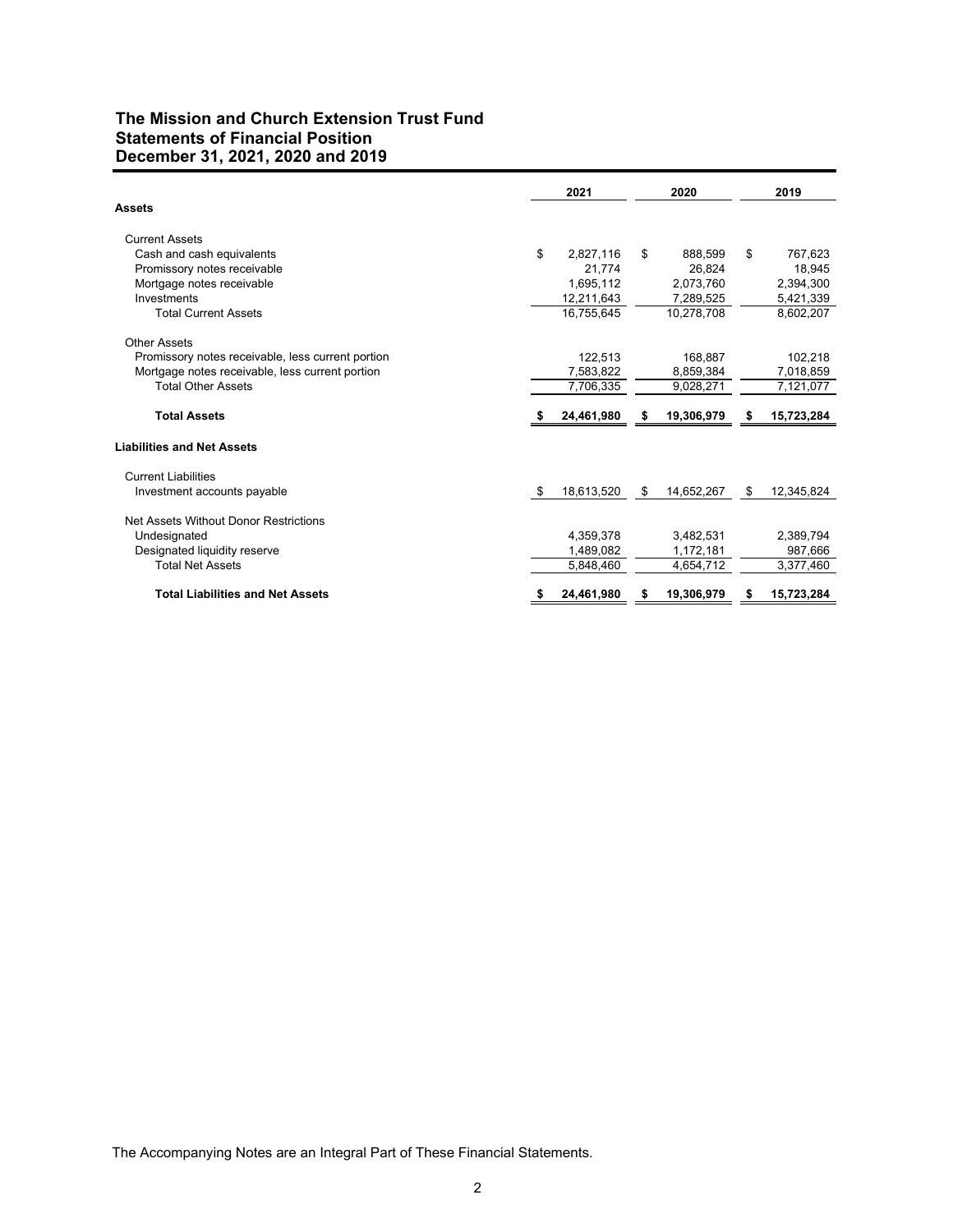# The Mission and Church Extension Trust Fund
## Statements of Financial Position
## December 31, 2021, 2020 and 2019

| | 2021 | 2020 | 2019 |
|---|---|---|---|
| **Assets** | | | |
| Current Assets | | | |
| Cash and cash equivalents | $ 2,827,116 | $ 888,599 | $ 767,623 |
| Promissory notes receivable | 21,774 | 26,824 | 18,945 |
| Mortgage notes receivable | 1,695,112 | 2,073,760 | 2,394,300 |
| Investments | 12,211,643 | 7,289,525 | 5,421,339 |
| Total Current Assets | 16,755,645 | 10,278,708 | 8,602,207 |
| Other Assets | | | |
| Promissory notes receivable, less current portion | 122,513 | 168,887 | 102,218 |
| Mortgage notes receivable, less current portion | 7,583,822 | 8,859,384 | 7,018,859 |
| Total Other Assets | 7,706,335 | 9,028,271 | 7,121,077 |
| **Total Assets** | **$ 24,461,980** | **$ 19,306,979** | **$ 15,723,284** |
| **Liabilities and Net Assets** | | | |
| Current Liabilities | | | |
| Investment accounts payable | $ 18,613,520 | $ 14,652,267 | $ 12,345,824 |
| Net Assets Without Donor Restrictions | | | |
| Undesignated | 4,359,378 | 3,482,531 | 2,389,794 |
| Designated liquidity reserve | 1,489,082 | 1,172,181 | 987,666 |
| Total Net Assets | 5,848,460 | 4,654,712 | 3,377,460 |
| **Total Liabilities and Net Assets** | **$ 24,461,980** | **$ 19,306,979** | **$ 15,723,284** |

The Accompanying Notes are an Integral Part of These Financial Statements.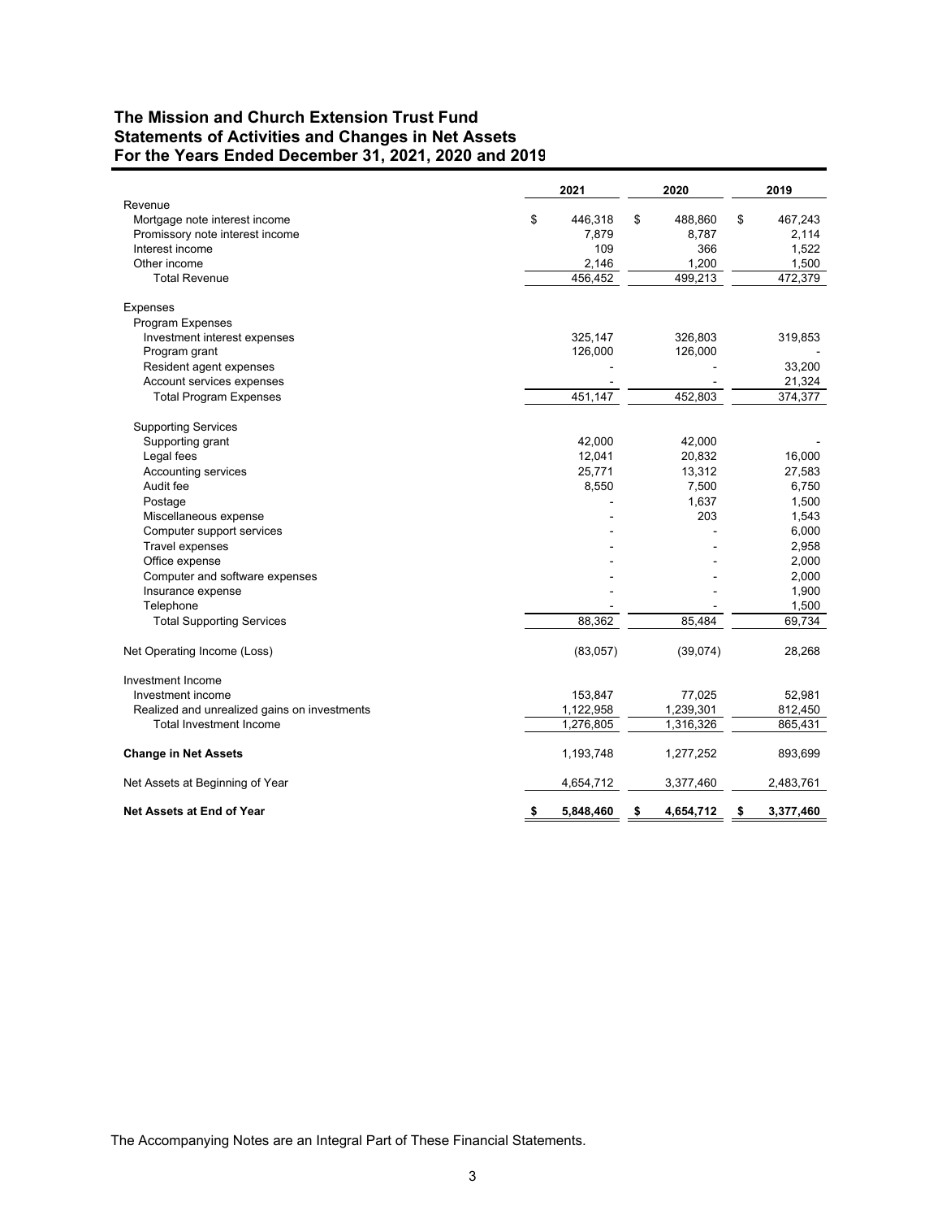## The Mission and Church Extension Trust Fund
## Statements of Activities and Changes in Net Assets
## For the Years Ended December 31, 2021, 2020 and 2019

| | 2021 | 2020 | 2019 |
|---|---|---|---|
| Revenue | | | |
| Mortgage note interest income | $ 446,318 | $ 488,860 | $ 467,243 |
| Promissory note interest income | 7,879 | 8,787 | 2,114 |
| Interest income | 109 | 366 | 1,522 |
| Other income | 2,146 | 1,200 | 1,500 |
| Total Revenue | 456,452 | 499,213 | 472,379 |
| | | | |
| Expenses | | | |
| Program Expenses | | | |
| Investment interest expenses | 325,147 | 326,803 | 319,853 |
| Program grant | 126,000 | 126,000 | - |
| Resident agent expenses | - | - | 33,200 |
| Account services expenses | - | - | 21,324 |
| Total Program Expenses | 451,147 | 452,803 | 374,377 |
| | | | |
| Supporting Services | | | |
| Supporting grant | 42,000 | 42,000 | - |
| Legal fees | 12,041 | 20,832 | 16,000 |
| Accounting services | 25,771 | 13,312 | 27,583 |
| Audit fee | 8,550 | 7,500 | 6,750 |
| Postage | - | 1,637 | 1,500 |
| Miscellaneous expense | - | 203 | 1,543 |
| Computer support services | - | - | 6,000 |
| Travel expenses | - | - | 2,958 |
| Office expense | - | - | 2,000 |
| Computer and software expenses | - | - | 2,000 |
| Insurance expense | - | - | 1,900 |
| Telephone | - | - | 1,500 |
| Total Supporting Services | 88,362 | 85,484 | 69,734 |
| | | | |
| Net Operating Income (Loss) | (83,057) | (39,074) | 28,268 |
| | | | |
| Investment Income | | | |
| Investment income | 153,847 | 77,025 | 52,981 |
| Realized and unrealized gains on investments | 1,122,958 | 1,239,301 | 812,450 |
| Total Investment Income | 1,276,805 | 1,316,326 | 865,431 |
| | | | |
| **Change in Net Assets** | 1,193,748 | 1,277,252 | 893,699 |
| | | | |
| Net Assets at Beginning of Year | 4,654,712 | 3,377,460 | 2,483,761 |
| | | | |
| **Net Assets at End of Year** | **$ 5,848,460** | **$ 4,654,712** | **$ 3,377,460** |

The Accompanying Notes are an Integral Part of These Financial Statements.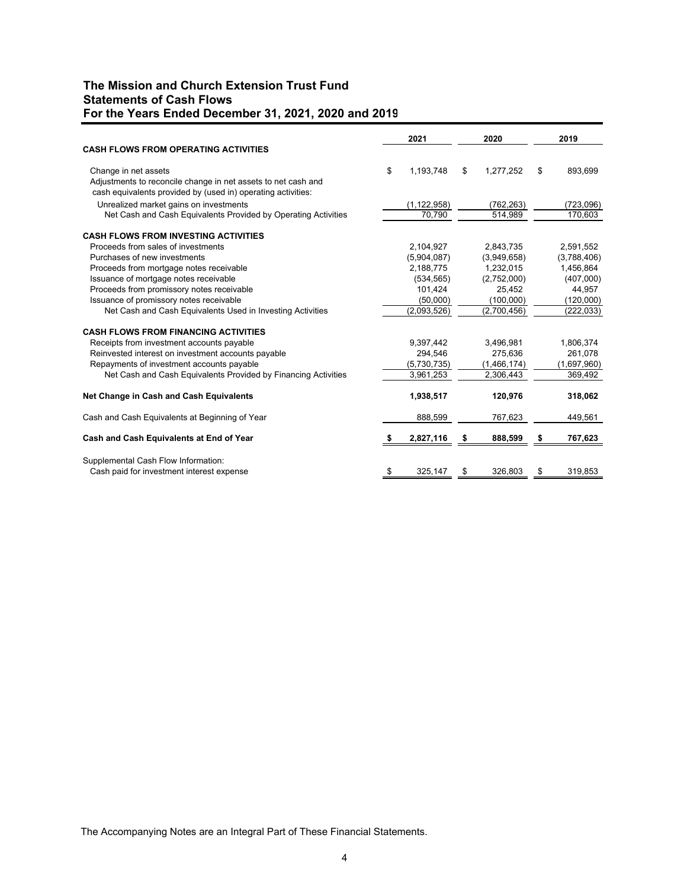# The Mission and Church Extension Trust Fund
## Statements of Cash Flows
### For the Years Ended December 31, 2021, 2020 and 2019

| | 2021 | 2020 | 2019 |
|---|---|---|---|
| **CASH FLOWS FROM OPERATING ACTIVITIES** | | | |
| Change in net assets | $ 1,193,748 | $ 1,277,252 | $ 893,699 |
| Adjustments to reconcile change in net assets to net cash and cash equivalents provided by (used in) operating activities: | | | |
| Unrealized market gains on investments | (1,122,958) | (762,263) | (723,096) |
| Net Cash and Cash Equivalents Provided by Operating Activities | 70,790 | 514,989 | 170,603 |
| **CASH FLOWS FROM INVESTING ACTIVITIES** | | | |
| Proceeds from sales of investments | 2,104,927 | 2,843,735 | 2,591,552 |
| Purchases of new investments | (5,904,087) | (3,949,658) | (3,788,406) |
| Proceeds from mortgage notes receivable | 2,188,775 | 1,232,015 | 1,456,864 |
| Issuance of mortgage notes receivable | (534,565) | (2,752,000) | (407,000) |
| Proceeds from promissory notes receivable | 101,424 | 25,452 | 44,957 |
| Issuance of promissory notes receivable | (50,000) | (100,000) | (120,000) |
| Net Cash and Cash Equivalents Used in Investing Activities | (2,093,526) | (2,700,456) | (222,033) |
| **CASH FLOWS FROM FINANCING ACTIVITIES** | | | |
| Receipts from investment accounts payable | 9,397,442 | 3,496,981 | 1,806,374 |
| Reinvested interest on investment accounts payable | 294,546 | 275,636 | 261,078 |
| Repayments of investment accounts payable | (5,730,735) | (1,466,174) | (1,697,960) |
| Net Cash and Cash Equivalents Provided by Financing Activities | 3,961,253 | 2,306,443 | 369,492 |
| **Net Change in Cash and Cash Equivalents** | **1,938,517** | **120,976** | **318,062** |
| Cash and Cash Equivalents at Beginning of Year | 888,599 | 767,623 | 449,561 |
| **Cash and Cash Equivalents at End of Year** | **$ 2,827,116** | **$ 888,599** | **$ 767,623** |
| Supplemental Cash Flow Information: | | | |
| Cash paid for investment interest expense | $ 325,147 | $ 326,803 | $ 319,853 |

The Accompanying Notes are an Integral Part of These Financial Statements.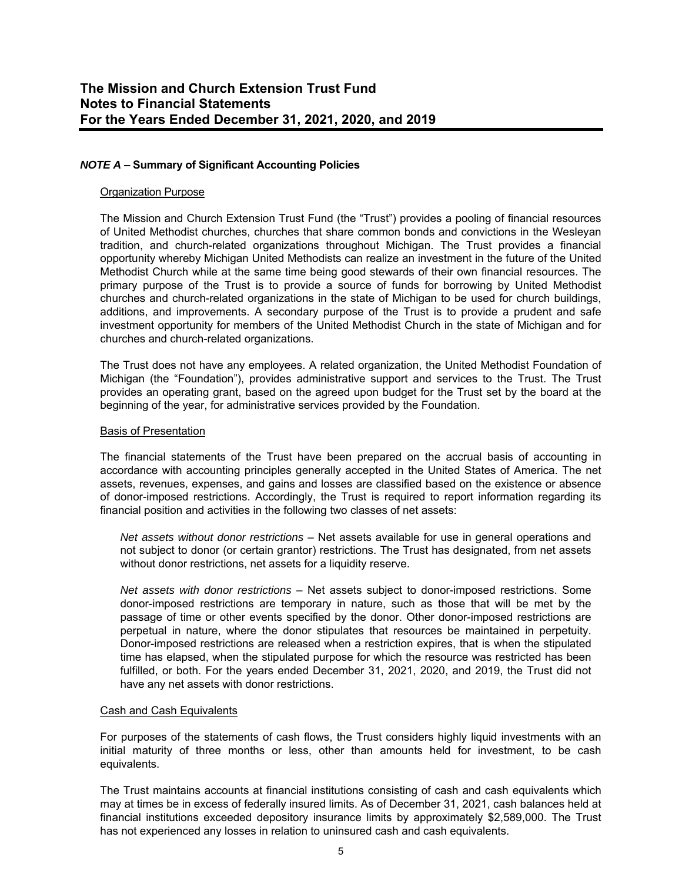# The Mission and Church Extension Trust Fund
# Notes to Financial Statements
# For the Years Ended December 31, 2021, 2020, and 2019

## *NOTE A* – Summary of Significant Accounting Policies

### Organization Purpose

The Mission and Church Extension Trust Fund (the "Trust") provides a pooling of financial resources of United Methodist churches, churches that share common bonds and convictions in the Wesleyan tradition, and church-related organizations throughout Michigan. The Trust provides a financial opportunity whereby Michigan United Methodists can realize an investment in the future of the United Methodist Church while at the same time being good stewards of their own financial resources. The primary purpose of the Trust is to provide a source of funds for borrowing by United Methodist churches and church-related organizations in the state of Michigan to be used for church buildings, additions, and improvements. A secondary purpose of the Trust is to provide a prudent and safe investment opportunity for members of the United Methodist Church in the state of Michigan and for churches and church-related organizations.

The Trust does not have any employees. A related organization, the United Methodist Foundation of Michigan (the "Foundation"), provides administrative support and services to the Trust. The Trust provides an operating grant, based on the agreed upon budget for the Trust set by the board at the beginning of the year, for administrative services provided by the Foundation.

### Basis of Presentation

The financial statements of the Trust have been prepared on the accrual basis of accounting in accordance with accounting principles generally accepted in the United States of America. The net assets, revenues, expenses, and gains and losses are classified based on the existence or absence of donor-imposed restrictions. Accordingly, the Trust is required to report information regarding its financial position and activities in the following two classes of net assets:

*Net assets without donor restrictions* – Net assets available for use in general operations and not subject to donor (or certain grantor) restrictions. The Trust has designated, from net assets without donor restrictions, net assets for a liquidity reserve.

*Net assets with donor restrictions* – Net assets subject to donor-imposed restrictions. Some donor-imposed restrictions are temporary in nature, such as those that will be met by the passage of time or other events specified by the donor. Other donor-imposed restrictions are perpetual in nature, where the donor stipulates that resources be maintained in perpetuity. Donor-imposed restrictions are released when a restriction expires, that is when the stipulated time has elapsed, when the stipulated purpose for which the resource was restricted has been fulfilled, or both. For the years ended December 31, 2021, 2020, and 2019, the Trust did not have any net assets with donor restrictions.

### Cash and Cash Equivalents

For purposes of the statements of cash flows, the Trust considers highly liquid investments with an initial maturity of three months or less, other than amounts held for investment, to be cash equivalents.

The Trust maintains accounts at financial institutions consisting of cash and cash equivalents which may at times be in excess of federally insured limits. As of December 31, 2021, cash balances held at financial institutions exceeded depository insurance limits by approximately $2,589,000. The Trust has not experienced any losses in relation to uninsured cash and cash equivalents.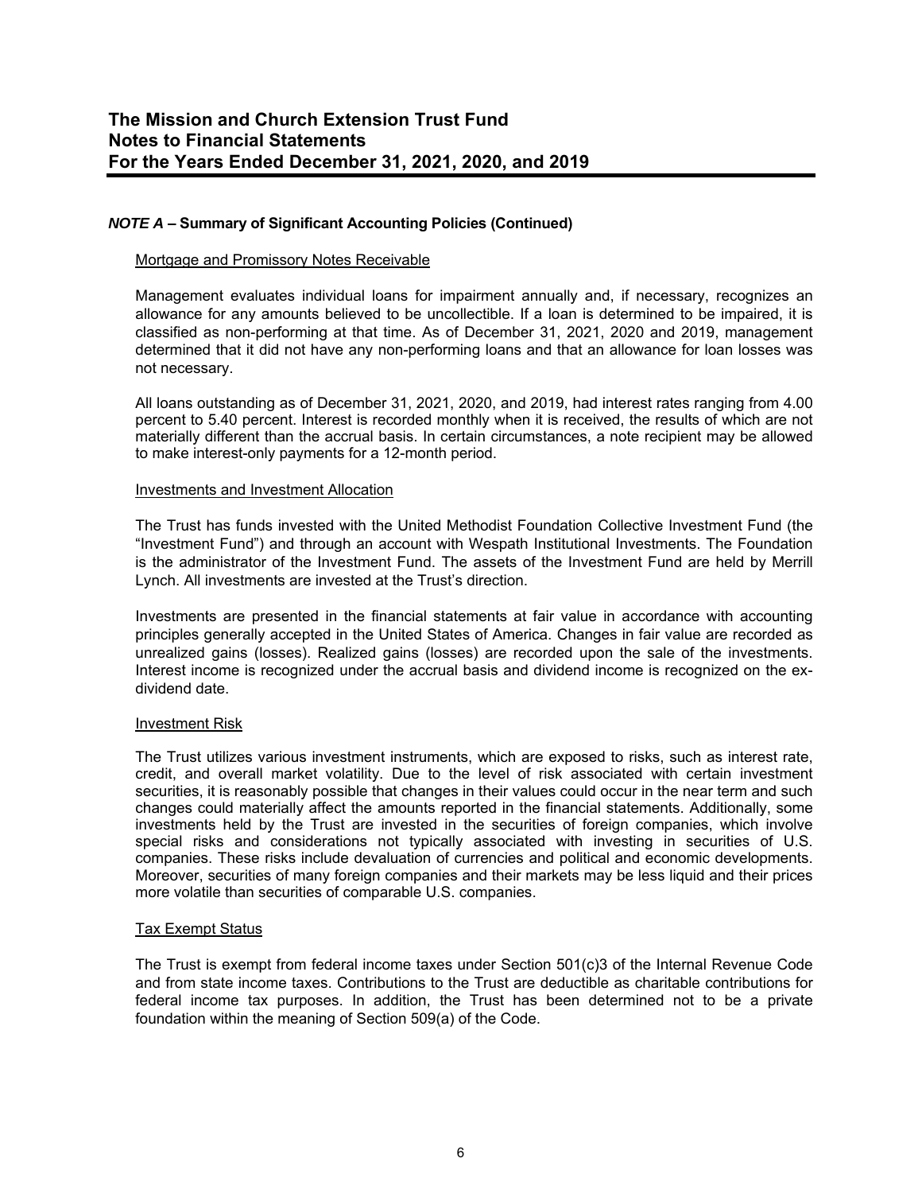# The Mission and Church Extension Trust Fund
# Notes to Financial Statements
# For the Years Ended December 31, 2021, 2020, and 2019

## *NOTE A* – Summary of Significant Accounting Policies (Continued)

### Mortgage and Promissory Notes Receivable

Management evaluates individual loans for impairment annually and, if necessary, recognizes an allowance for any amounts believed to be uncollectible. If a loan is determined to be impaired, it is classified as non-performing at that time. As of December 31, 2021, 2020 and 2019, management determined that it did not have any non-performing loans and that an allowance for loan losses was not necessary.

All loans outstanding as of December 31, 2021, 2020, and 2019, had interest rates ranging from 4.00 percent to 5.40 percent. Interest is recorded monthly when it is received, the results of which are not materially different than the accrual basis. In certain circumstances, a note recipient may be allowed to make interest-only payments for a 12-month period.

### Investments and Investment Allocation

The Trust has funds invested with the United Methodist Foundation Collective Investment Fund (the "Investment Fund") and through an account with Wespath Institutional Investments. The Foundation is the administrator of the Investment Fund. The assets of the Investment Fund are held by Merrill Lynch. All investments are invested at the Trust's direction.

Investments are presented in the financial statements at fair value in accordance with accounting principles generally accepted in the United States of America. Changes in fair value are recorded as unrealized gains (losses). Realized gains (losses) are recorded upon the sale of the investments. Interest income is recognized under the accrual basis and dividend income is recognized on the ex-dividend date.

### Investment Risk

The Trust utilizes various investment instruments, which are exposed to risks, such as interest rate, credit, and overall market volatility. Due to the level of risk associated with certain investment securities, it is reasonably possible that changes in their values could occur in the near term and such changes could materially affect the amounts reported in the financial statements. Additionally, some investments held by the Trust are invested in the securities of foreign companies, which involve special risks and considerations not typically associated with investing in securities of U.S. companies. These risks include devaluation of currencies and political and economic developments. Moreover, securities of many foreign companies and their markets may be less liquid and their prices more volatile than securities of comparable U.S. companies.

### Tax Exempt Status

The Trust is exempt from federal income taxes under Section 501(c)3 of the Internal Revenue Code and from state income taxes. Contributions to the Trust are deductible as charitable contributions for federal income tax purposes. In addition, the Trust has been determined not to be a private foundation within the meaning of Section 509(a) of the Code.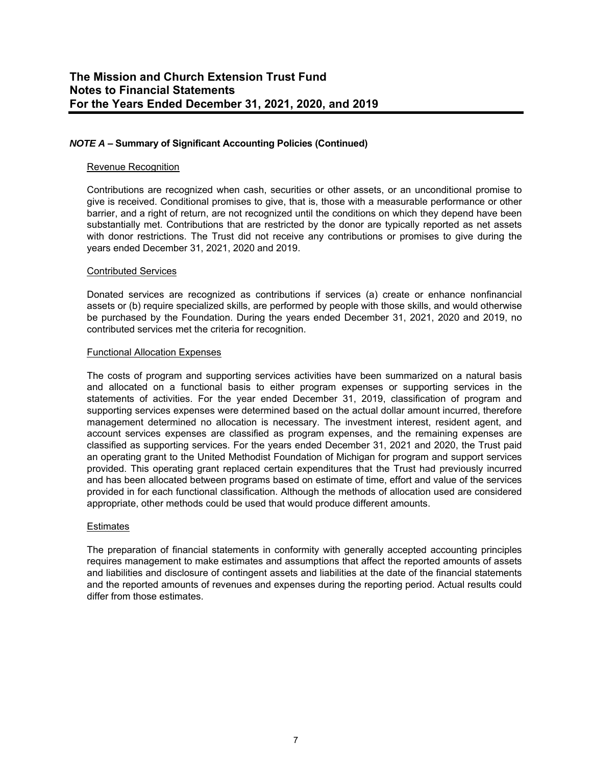### *NOTE A* – Summary of Significant Accounting Policies (Continued)

Revenue Recognition

Contributions are recognized when cash, securities or other assets, or an unconditional promise to give is received. Conditional promises to give, that is, those with a measurable performance or other barrier, and a right of return, are not recognized until the conditions on which they depend have been substantially met. Contributions that are restricted by the donor are typically reported as net assets with donor restrictions. The Trust did not receive any contributions or promises to give during the years ended December 31, 2021, 2020 and 2019.

Contributed Services

Donated services are recognized as contributions if services (a) create or enhance nonfinancial assets or (b) require specialized skills, are performed by people with those skills, and would otherwise be purchased by the Foundation. During the years ended December 31, 2021, 2020 and 2019, no contributed services met the criteria for recognition.

Functional Allocation Expenses

The costs of program and supporting services activities have been summarized on a natural basis and allocated on a functional basis to either program expenses or supporting services in the statements of activities. For the year ended December 31, 2019, classification of program and supporting services expenses were determined based on the actual dollar amount incurred, therefore management determined no allocation is necessary. The investment interest, resident agent, and account services expenses are classified as program expenses, and the remaining expenses are classified as supporting services. For the years ended December 31, 2021 and 2020, the Trust paid an operating grant to the United Methodist Foundation of Michigan for program and support services provided. This operating grant replaced certain expenditures that the Trust had previously incurred and has been allocated between programs based on estimate of time, effort and value of the services provided in for each functional classification. Although the methods of allocation used are considered appropriate, other methods could be used that would produce different amounts.

Estimates

The preparation of financial statements in conformity with generally accepted accounting principles requires management to make estimates and assumptions that affect the reported amounts of assets and liabilities and disclosure of contingent assets and liabilities at the date of the financial statements and the reported amounts of revenues and expenses during the reporting period. Actual results could differ from those estimates.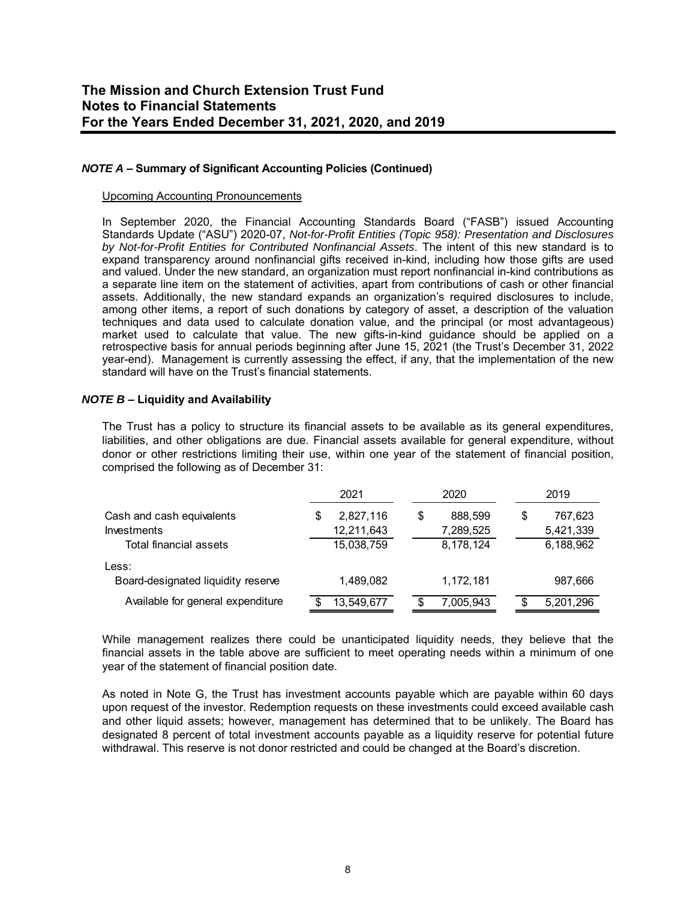# The Mission and Church Extension Trust Fund
# Notes to Financial Statements
# For the Years Ended December 31, 2021, 2020, and 2019

### *NOTE A* – Summary of Significant Accounting Policies (Continued)

Upcoming Accounting Pronouncements

In September 2020, the Financial Accounting Standards Board ("FASB") issued Accounting Standards Update ("ASU") 2020-07, *Not-for-Profit Entities (Topic 958): Presentation and Disclosures by Not-for-Profit Entities for Contributed Nonfinancial Assets*. The intent of this new standard is to expand transparency around nonfinancial gifts received in-kind, including how those gifts are used and valued. Under the new standard, an organization must report nonfinancial in-kind contributions as a separate line item on the statement of activities, apart from contributions of cash or other financial assets. Additionally, the new standard expands an organization's required disclosures to include, among other items, a report of such donations by category of asset, a description of the valuation techniques and data used to calculate donation value, and the principal (or most advantageous) market used to calculate that value. The new gifts-in-kind guidance should be applied on a retrospective basis for annual periods beginning after June 15, 2021 (the Trust's December 31, 2022 year-end). Management is currently assessing the effect, if any, that the implementation of the new standard will have on the Trust's financial statements.

### *NOTE B* – Liquidity and Availability

The Trust has a policy to structure its financial assets to be available as its general expenditures, liabilities, and other obligations are due. Financial assets available for general expenditure, without donor or other restrictions limiting their use, within one year of the statement of financial position, comprised the following as of December 31:

| | 2021 | 2020 | 2019 |
|---|---|---|---|
| Cash and cash equivalents | $ 2,827,116 | $ 888,599 | $ 767,623 |
| Investments | 12,211,643 | 7,289,525 | 5,421,339 |
| Total financial assets | 15,038,759 | 8,178,124 | 6,188,962 |
| Less: | | | |
| Board-designated liquidity reserve | 1,489,082 | 1,172,181 | 987,666 |
| Available for general expenditure | $ 13,549,677 | $ 7,005,943 | $ 5,201,296 |

While management realizes there could be unanticipated liquidity needs, they believe that the financial assets in the table above are sufficient to meet operating needs within a minimum of one year of the statement of financial position date.

As noted in Note G, the Trust has investment accounts payable which are payable within 60 days upon request of the investor. Redemption requests on these investments could exceed available cash and other liquid assets; however, management has determined that to be unlikely. The Board has designated 8 percent of total investment accounts payable as a liquidity reserve for potential future withdrawal. This reserve is not donor restricted and could be changed at the Board's discretion.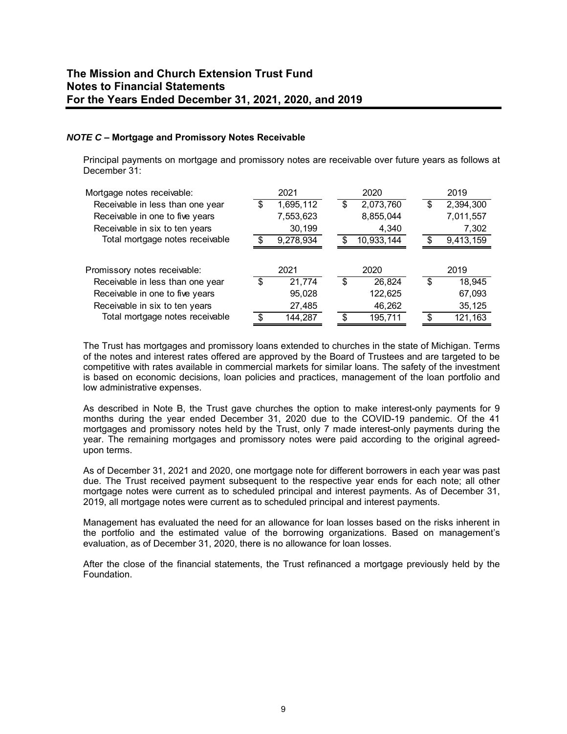# The Mission and Church Extension Trust Fund
# Notes to Financial Statements
# For the Years Ended December 31, 2021, 2020, and 2019

### *NOTE C* – Mortgage and Promissory Notes Receivable

Principal payments on mortgage and promissory notes are receivable over future years as follows at December 31:

| Mortgage notes receivable: | 2021 | 2020 | 2019 |
|---|---|---|---|
| Receivable in less than one year | $ 1,695,112 | $ 2,073,760 | $ 2,394,300 |
| Receivable in one to five years | 7,553,623 | 8,855,044 | 7,011,557 |
| Receivable in six to ten years | 30,199 | 4,340 | 7,302 |
| Total mortgage notes receivable | $ 9,278,934 | $ 10,933,144 | $ 9,413,159 |

| Promissory notes receivable: | 2021 | 2020 | 2019 |
|---|---|---|---|
| Receivable in less than one year | $ 21,774 | $ 26,824 | $ 18,945 |
| Receivable in one to five years | 95,028 | 122,625 | 67,093 |
| Receivable in six to ten years | 27,485 | 46,262 | 35,125 |
| Total mortgage notes receivable | $ 144,287 | $ 195,711 | $ 121,163 |

The Trust has mortgages and promissory loans extended to churches in the state of Michigan. Terms of the notes and interest rates offered are approved by the Board of Trustees and are targeted to be competitive with rates available in commercial markets for similar loans. The safety of the investment is based on economic decisions, loan policies and practices, management of the loan portfolio and low administrative expenses.

As described in Note B, the Trust gave churches the option to make interest-only payments for 9 months during the year ended December 31, 2020 due to the COVID-19 pandemic. Of the 41 mortgages and promissory notes held by the Trust, only 7 made interest-only payments during the year. The remaining mortgages and promissory notes were paid according to the original agreed-upon terms.

As of December 31, 2021 and 2020, one mortgage note for different borrowers in each year was past due. The Trust received payment subsequent to the respective year ends for each note; all other mortgage notes were current as to scheduled principal and interest payments. As of December 31, 2019, all mortgage notes were current as to scheduled principal and interest payments.

Management has evaluated the need for an allowance for loan losses based on the risks inherent in the portfolio and the estimated value of the borrowing organizations. Based on management's evaluation, as of December 31, 2020, there is no allowance for loan losses.

After the close of the financial statements, the Trust refinanced a mortgage previously held by the Foundation.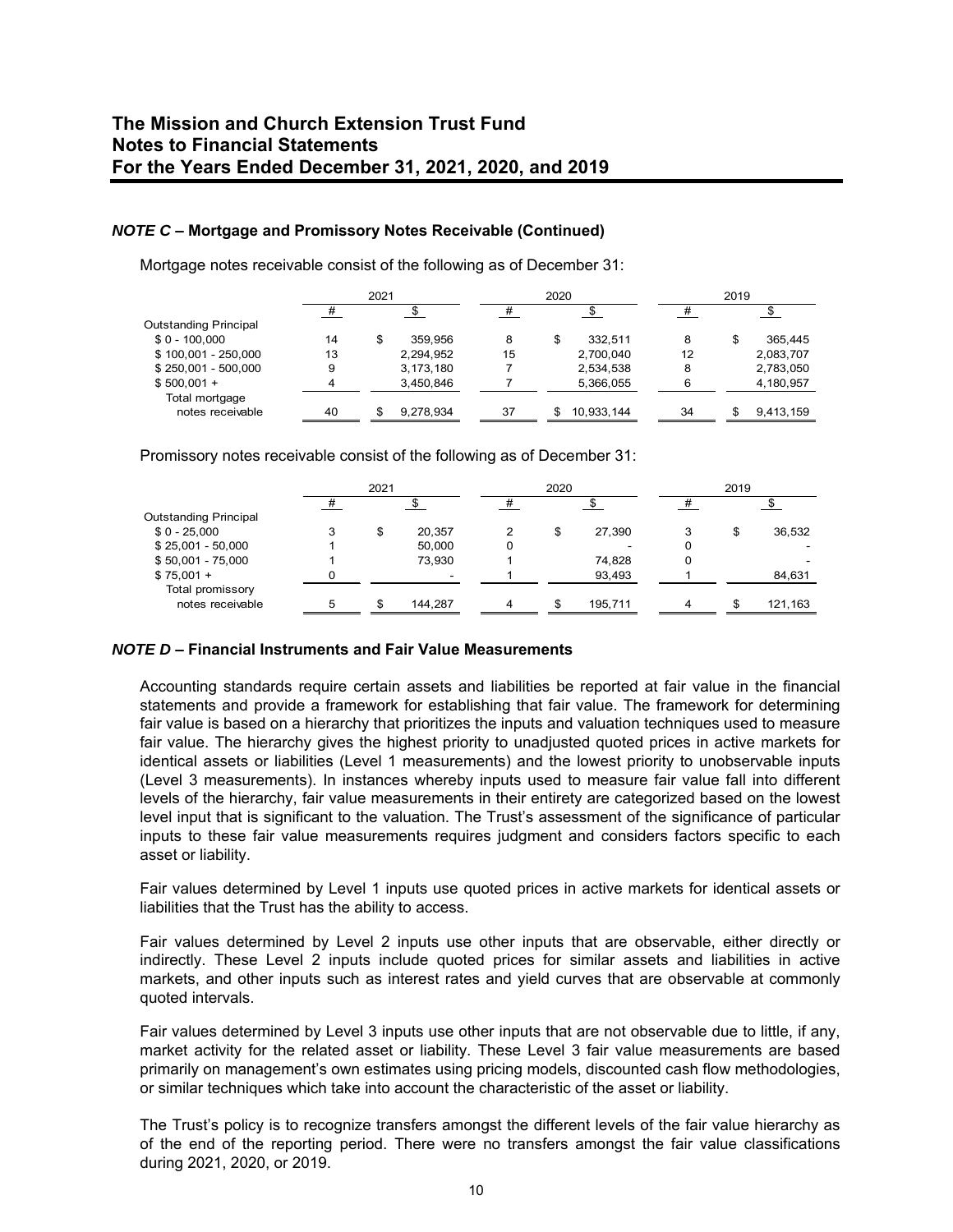## NOTE C – Mortgage and Promissory Notes Receivable (Continued)

Mortgage notes receivable consist of the following as of December 31:

| | 2021 | | 2020 | | 2019 | |
|---|---|---|---|---|---|---|
| | # | $ | # | $ | # | $ |
| Outstanding Principal | | | | | | |
| $ 0 - 100,000 | 14 | $ 359,956 | 8 | $ 332,511 | 8 | $ 365,445 |
| $ 100,001 - 250,000 | 13 | 2,294,952 | 15 | 2,700,040 | 12 | 2,083,707 |
| $ 250,001 - 500,000 | 9 | 3,173,180 | 7 | 2,534,538 | 8 | 2,783,050 |
| $ 500,001 + | 4 | 3,450,846 | 7 | 5,366,055 | 6 | 4,180,957 |
| Total mortgage notes receivable | 40 | $ 9,278,934 | 37 | $ 10,933,144 | 34 | $ 9,413,159 |

Promissory notes receivable consist of the following as of December 31:

| | 2021 | | 2020 | | 2019 | |
|---|---|---|---|---|---|---|
| | # | $ | # | $ | # | $ |
| Outstanding Principal | | | | | | |
| $ 0 - 25,000 | 3 | $ 20,357 | 2 | $ 27,390 | 3 | $ 36,532 |
| $ 25,001 - 50,000 | 1 | 50,000 | 0 | - | 0 | - |
| $ 50,001 - 75,000 | 1 | 73,930 | 1 | 74,828 | 0 | - |
| $ 75,001 + | 0 | - | 1 | 93,493 | 1 | 84,631 |
| Total promissory notes receivable | 5 | $ 144,287 | 4 | $ 195,711 | 4 | $ 121,163 |

## NOTE D – Financial Instruments and Fair Value Measurements

Accounting standards require certain assets and liabilities be reported at fair value in the financial statements and provide a framework for establishing that fair value. The framework for determining fair value is based on a hierarchy that prioritizes the inputs and valuation techniques used to measure fair value. The hierarchy gives the highest priority to unadjusted quoted prices in active markets for identical assets or liabilities (Level 1 measurements) and the lowest priority to unobservable inputs (Level 3 measurements). In instances whereby inputs used to measure fair value fall into different levels of the hierarchy, fair value measurements in their entirety are categorized based on the lowest level input that is significant to the valuation. The Trust's assessment of the significance of particular inputs to these fair value measurements requires judgment and considers factors specific to each asset or liability.

Fair values determined by Level 1 inputs use quoted prices in active markets for identical assets or liabilities that the Trust has the ability to access.

Fair values determined by Level 2 inputs use other inputs that are observable, either directly or indirectly. These Level 2 inputs include quoted prices for similar assets and liabilities in active markets, and other inputs such as interest rates and yield curves that are observable at commonly quoted intervals.

Fair values determined by Level 3 inputs use other inputs that are not observable due to little, if any, market activity for the related asset or liability. These Level 3 fair value measurements are based primarily on management's own estimates using pricing models, discounted cash flow methodologies, or similar techniques which take into account the characteristic of the asset or liability.

The Trust's policy is to recognize transfers amongst the different levels of the fair value hierarchy as of the end of the reporting period. There were no transfers amongst the fair value classifications during 2021, 2020, or 2019.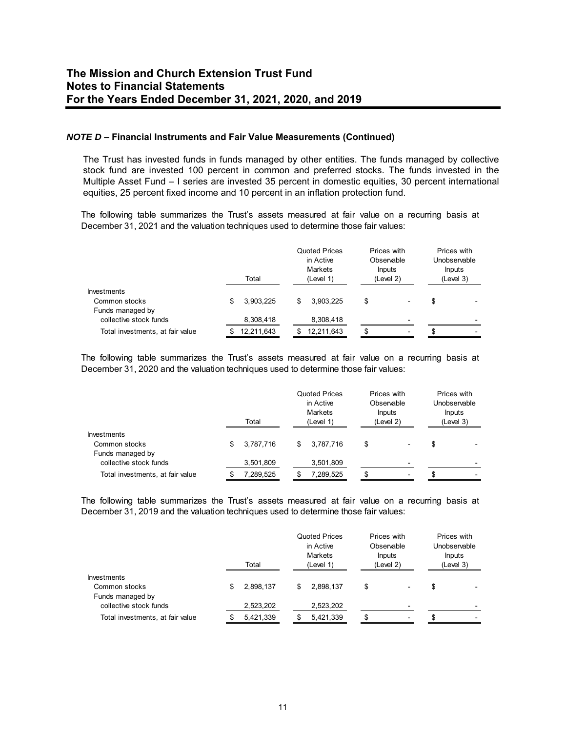## *NOTE D* – Financial Instruments and Fair Value Measurements (Continued)

The Trust has invested funds in funds managed by other entities. The funds managed by collective stock fund are invested 100 percent in common and preferred stocks. The funds invested in the Multiple Asset Fund – I series are invested 35 percent in domestic equities, 30 percent international equities, 25 percent fixed income and 10 percent in an inflation protection fund.

The following table summarizes the Trust's assets measured at fair value on a recurring basis at December 31, 2021 and the valuation techniques used to determine those fair values:

| | Total | Quoted Prices in Active Markets (Level 1) | Prices with Observable Inputs (Level 2) | Prices with Unobservable Inputs (Level 3) |
|---|---|---|---|---|
| Investments | | | | |
| Common stocks | $ 3,903,225 | $ 3,903,225 | $ - | $ - |
| Funds managed by collective stock funds | 8,308,418 | 8,308,418 | - | - |
| Total investments, at fair value | $ 12,211,643 | $ 12,211,643 | $ - | $ - |

The following table summarizes the Trust's assets measured at fair value on a recurring basis at December 31, 2020 and the valuation techniques used to determine those fair values:

| | Total | Quoted Prices in Active Markets (Level 1) | Prices with Observable Inputs (Level 2) | Prices with Unobservable Inputs (Level 3) |
|---|---|---|---|---|
| Investments | | | | |
| Common stocks | $ 3,787,716 | $ 3,787,716 | $ - | $ - |
| Funds managed by collective stock funds | 3,501,809 | 3,501,809 | - | - |
| Total investments, at fair value | $ 7,289,525 | $ 7,289,525 | $ - | $ - |

The following table summarizes the Trust's assets measured at fair value on a recurring basis at December 31, 2019 and the valuation techniques used to determine those fair values:

| | Total | Quoted Prices in Active Markets (Level 1) | Prices with Observable Inputs (Level 2) | Prices with Unobservable Inputs (Level 3) |
|---|---|---|---|---|
| Investments | | | | |
| Common stocks | $ 2,898,137 | $ 2,898,137 | $ - | $ - |
| Funds managed by collective stock funds | 2,523,202 | 2,523,202 | - | - |
| Total investments, at fair value | $ 5,421,339 | $ 5,421,339 | $ - | $ - |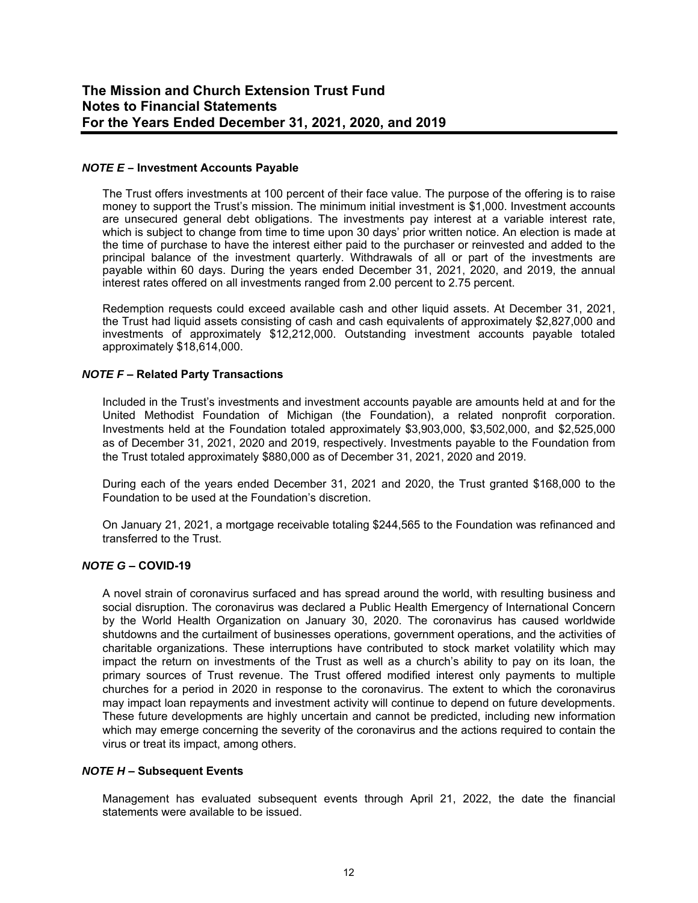# The Mission and Church Extension Trust Fund
# Notes to Financial Statements
# For the Years Ended December 31, 2021, 2020, and 2019

### *NOTE E* – Investment Accounts Payable

The Trust offers investments at 100 percent of their face value. The purpose of the offering is to raise money to support the Trust's mission. The minimum initial investment is $1,000. Investment accounts are unsecured general debt obligations. The investments pay interest at a variable interest rate, which is subject to change from time to time upon 30 days' prior written notice. An election is made at the time of purchase to have the interest either paid to the purchaser or reinvested and added to the principal balance of the investment quarterly. Withdrawals of all or part of the investments are payable within 60 days. During the years ended December 31, 2021, 2020, and 2019, the annual interest rates offered on all investments ranged from 2.00 percent to 2.75 percent.

Redemption requests could exceed available cash and other liquid assets. At December 31, 2021, the Trust had liquid assets consisting of cash and cash equivalents of approximately $2,827,000 and investments of approximately $12,212,000. Outstanding investment accounts payable totaled approximately $18,614,000.

### *NOTE F* – Related Party Transactions

Included in the Trust's investments and investment accounts payable are amounts held at and for the United Methodist Foundation of Michigan (the Foundation), a related nonprofit corporation. Investments held at the Foundation totaled approximately $3,903,000, $3,502,000, and $2,525,000 as of December 31, 2021, 2020 and 2019, respectively. Investments payable to the Foundation from the Trust totaled approximately $880,000 as of December 31, 2021, 2020 and 2019.

During each of the years ended December 31, 2021 and 2020, the Trust granted $168,000 to the Foundation to be used at the Foundation's discretion.

On January 21, 2021, a mortgage receivable totaling $244,565 to the Foundation was refinanced and transferred to the Trust.

### *NOTE G* – COVID-19

A novel strain of coronavirus surfaced and has spread around the world, with resulting business and social disruption. The coronavirus was declared a Public Health Emergency of International Concern by the World Health Organization on January 30, 2020. The coronavirus has caused worldwide shutdowns and the curtailment of businesses operations, government operations, and the activities of charitable organizations. These interruptions have contributed to stock market volatility which may impact the return on investments of the Trust as well as a church's ability to pay on its loan, the primary sources of Trust revenue. The Trust offered modified interest only payments to multiple churches for a period in 2020 in response to the coronavirus. The extent to which the coronavirus may impact loan repayments and investment activity will continue to depend on future developments. These future developments are highly uncertain and cannot be predicted, including new information which may emerge concerning the severity of the coronavirus and the actions required to contain the virus or treat its impact, among others.

### *NOTE H* – Subsequent Events

Management has evaluated subsequent events through April 21, 2022, the date the financial statements were available to be issued.